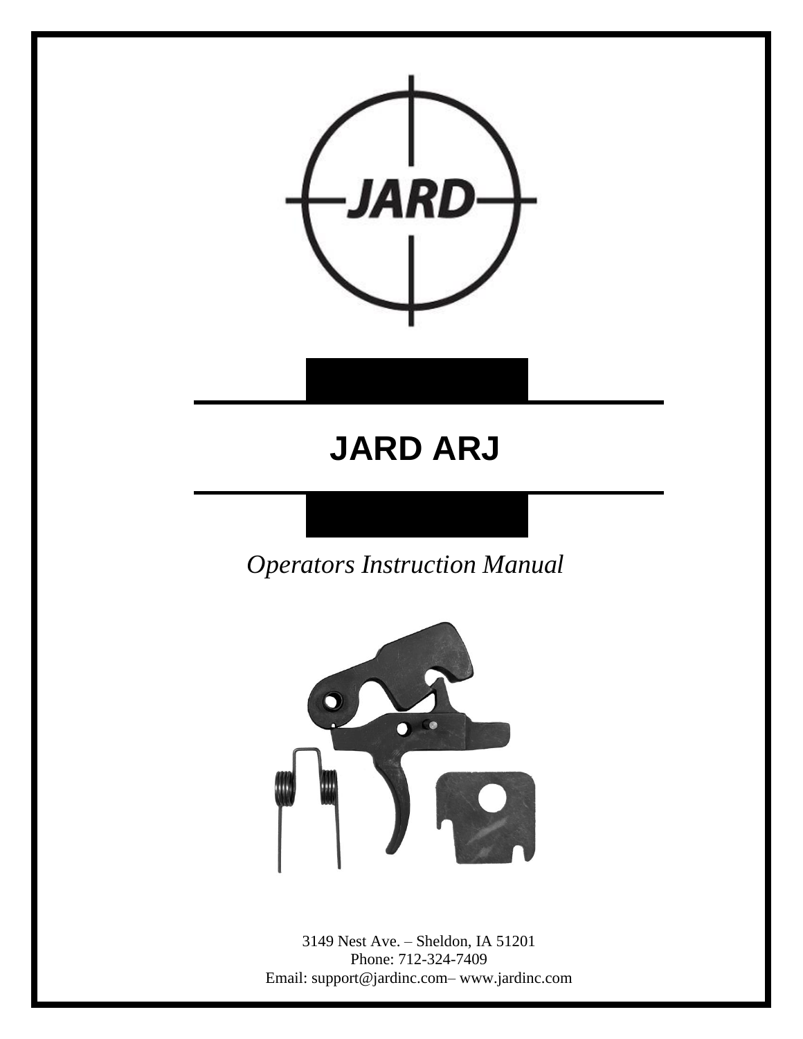# JARD ARJ

*Operators Instruction Manual*

3149 Nest Ave. – Sheldon, IA 51201
Phone: 712-324-7409
Email: support@jardinc.com– www.jardinc.com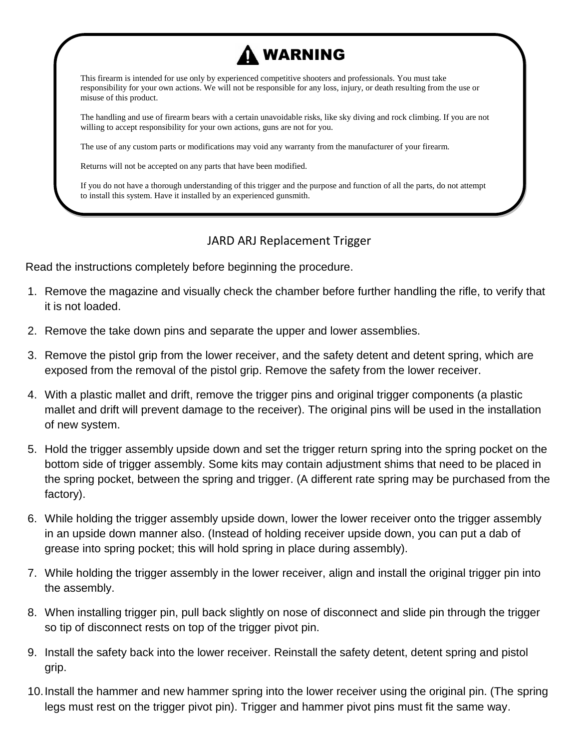## ⚠ WARNING

This firearm is intended for use only by experienced competitive shooters and professionals. You must take responsibility for your own actions. We will not be responsible for any loss, injury, or death resulting from the use or misuse of this product.

The handling and use of firearm bears with a certain unavoidable risks, like sky diving and rock climbing. If you are not willing to accept responsibility for your own actions, guns are not for you.

The use of any custom parts or modifications may void any warranty from the manufacturer of your firearm.

Returns will not be accepted on any parts that have been modified.

If you do not have a thorough understanding of this trigger and the purpose and function of all the parts, do not attempt to install this system. Have it installed by an experienced gunsmith.

# JARD ARJ Replacement Trigger

Read the instructions completely before beginning the procedure.

1. Remove the magazine and visually check the chamber before further handling the rifle, to verify that it is not loaded.
2. Remove the take down pins and separate the upper and lower assemblies.
3. Remove the pistol grip from the lower receiver, and the safety detent and detent spring, which are exposed from the removal of the pistol grip. Remove the safety from the lower receiver.
4. With a plastic mallet and drift, remove the trigger pins and original trigger components (a plastic mallet and drift will prevent damage to the receiver). The original pins will be used in the installation of new system.
5. Hold the trigger assembly upside down and set the trigger return spring into the spring pocket on the bottom side of trigger assembly. Some kits may contain adjustment shims that need to be placed in the spring pocket, between the spring and trigger. (A different rate spring may be purchased from the factory).
6. While holding the trigger assembly upside down, lower the lower receiver onto the trigger assembly in an upside down manner also. (Instead of holding receiver upside down, you can put a dab of grease into spring pocket; this will hold spring in place during assembly).
7. While holding the trigger assembly in the lower receiver, align and install the original trigger pin into the assembly.
8. When installing trigger pin, pull back slightly on nose of disconnect and slide pin through the trigger so tip of disconnect rests on top of the trigger pivot pin.
9. Install the safety back into the lower receiver. Reinstall the safety detent, detent spring and pistol grip.
10. Install the hammer and new hammer spring into the lower receiver using the original pin. (The spring legs must rest on the trigger pivot pin). Trigger and hammer pivot pins must fit the same way.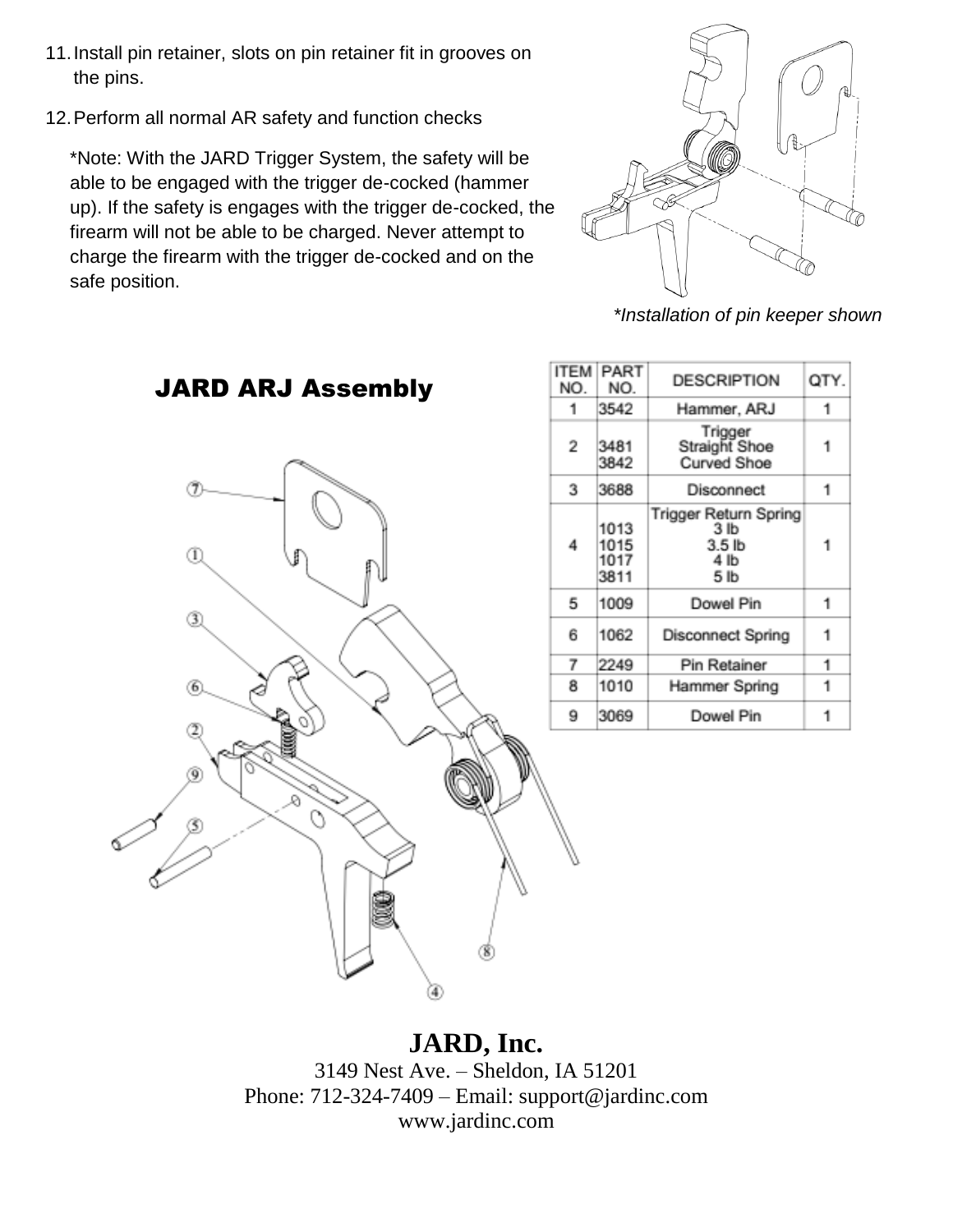11. Install pin retainer, slots on pin retainer fit in grooves on the pins.

12. Perform all normal AR safety and function checks

   *Note: With the JARD Trigger System, the safety will be able to be engaged with the trigger de-cocked (hammer up). If the safety is engages with the trigger de-cocked, the firearm will not be able to be charged. Never attempt to charge the firearm with the trigger de-cocked and on the safe position.

*Installation of pin keeper shown

## JARD ARJ Assembly

| ITEM NO. | PART NO. | DESCRIPTION | QTY. |
|---|---|---|---|
| 1 | 3542 | Hammer, ARJ | 1 |
| 2 | 3481<br>3842 | Trigger<br>Straight Shoe<br>Curved Shoe | 1 |
| 3 | 3688 | Disconnect | 1 |
| 4 | 1013<br>1015<br>1017<br>3811 | Trigger Return Spring<br>3 lb<br>3.5 lb<br>4 lb<br>5 lb | 1 |
| 5 | 1009 | Dowel Pin | 1 |
| 6 | 1062 | Disconnect Spring | 1 |
| 7 | 2249 | Pin Retainer | 1 |
| 8 | 1010 | Hammer Spring | 1 |
| 9 | 3069 | Dowel Pin | 1 |

**JARD, Inc.**
3149 Nest Ave. – Sheldon, IA 51201
Phone: 712-324-7409 – Email: support@jardinc.com
www.jardinc.com